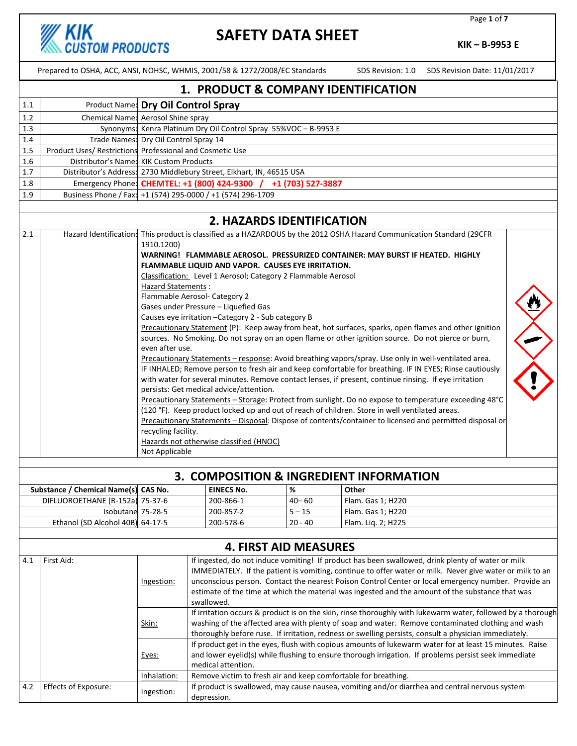# SAFETY DATA SHEET

KIK CUSTOM PRODUCTS

**KIK – B-9953 E**

Prepared to OSHA, ACC, ANSI, NOHSC, WHMIS, 2001/58 & 1272/2008/EC Standards    SDS Revision: 1.0    SDS Revision Date: 11/01/2017

## 1. PRODUCT & COMPANY IDENTIFICATION

| | | |
|---|---|---|
| 1.1 | Product Name: | **Dry Oil Control Spray** |
| 1.2 | Chemical Name: | Aerosol Shine spray |
| 1.3 | Synonyms: | Kenra Platinum Dry Oil Control Spray 55%VOC – B-9953 E |
| 1.4 | Trade Names: | Dry Oil Control Spray 14 |
| 1.5 | Product Uses/ Restrictions | Professional and Cosmetic Use |
| 1.6 | Distributor's Name: | KIK Custom Products |
| 1.7 | Distributor's Address: | 2730 Middlebury Street, Elkhart, IN, 46515 USA |
| 1.8 | Emergency Phone: | **CHEMTEL: +1 (800) 424-9300 / +1 (703) 527-3887** |
| 1.9 | Business Phone / Fax: | +1 (574) 295-0000 / +1 (574) 296-1709 |

## 2. HAZARDS IDENTIFICATION

2.1 Hazard Identification: This product is classified as a HAZARDOUS by the 2012 OSHA Hazard Communication Standard (29CFR 1910.1200)

**WARNING! FLAMMABLE AEROSOL. PRESSURIZED CONTAINER: MAY BURST IF HEATED. HIGHLY FLAMMABLE LIQUID AND VAPOR. CAUSES EYE IRRITATION.**

Classification: Level 1 Aerosol; Category 2 Flammable Aerosol

Hazard Statements :

Flammable Aerosol- Category 2

Gases under Pressure – Liquefied Gas

Causes eye irritation –Category 2 - Sub category B

Precautionary Statement (P): Keep away from heat, hot surfaces, sparks, open flames and other ignition sources. No Smoking. Do not spray on an open flame or other ignition source. Do not pierce or burn, even after use.

Precautionary Statements – response: Avoid breathing vapors/spray. Use only in well-ventilated area. IF INHALED; Remove person to fresh air and keep comfortable for breathing. IF IN EYES; Rinse cautiously with water for several minutes. Remove contact lenses, if present, continue rinsing. If eye irritation persists: Get medical advice/attention.

Precautionary Statements – Storage: Protect from sunlight. Do no expose to temperature exceeding 48°C (120 °F). Keep product locked up and out of reach of children. Store in well ventilated areas.

Precautionary Statements – Disposal: Dispose of contents/container to licensed and permitted disposal or recycling facility.

Hazards not otherwise classified (HNOC)

Not Applicable

## 3. COMPOSITION & INGREDIENT INFORMATION

| Substance / Chemical Name(s) | CAS No. | EINECS No. | % | Other |
|---|---|---|---|---|
| DIFLUOROETHANE (R-152a) | 75-37-6 | 200-866-1 | 40– 60 | Flam. Gas 1; H220 |
| Isobutane | 75-28-5 | 200-857-2 | 5 – 15 | Flam. Gas 1; H220 |
| Ethanol (SD Alcohol 40B) | 64-17-5 | 200-578-6 | 20 - 40 | Flam. Liq. 2; H225 |

## 4. FIRST AID MEASURES

| | | | |
|---|---|---|---|
| 4.1 | First Aid: | Ingestion: | If ingested, do not induce vomiting! If product has been swallowed, drink plenty of water or milk IMMEDIATELY. If the patient is vomiting, continue to offer water or milk. Never give water or milk to an unconscious person. Contact the nearest Poison Control Center or local emergency number. Provide an estimate of the time at which the material was ingested and the amount of the substance that was swallowed. |
| | | Skin: | If irritation occurs & product is on the skin, rinse thoroughly with lukewarm water, followed by a thorough washing of the affected area with plenty of soap and water. Remove contaminated clothing and wash thoroughly before ruse. If irritation, redness or swelling persists, consult a physician immediately. |
| | | Eyes: | If product get in the eyes, flush with copious amounts of lukewarm water for at least 15 minutes. Raise and lower eyelid(s) while flushing to ensure thorough irrigation. If problems persist seek immediate medical attention. |
| | | Inhalation: | Remove victim to fresh air and keep comfortable for breathing. |
| 4.2 | Effects of Exposure: | Ingestion: | If product is swallowed, may cause nausea, vomiting and/or diarrhea and central nervous system depression. |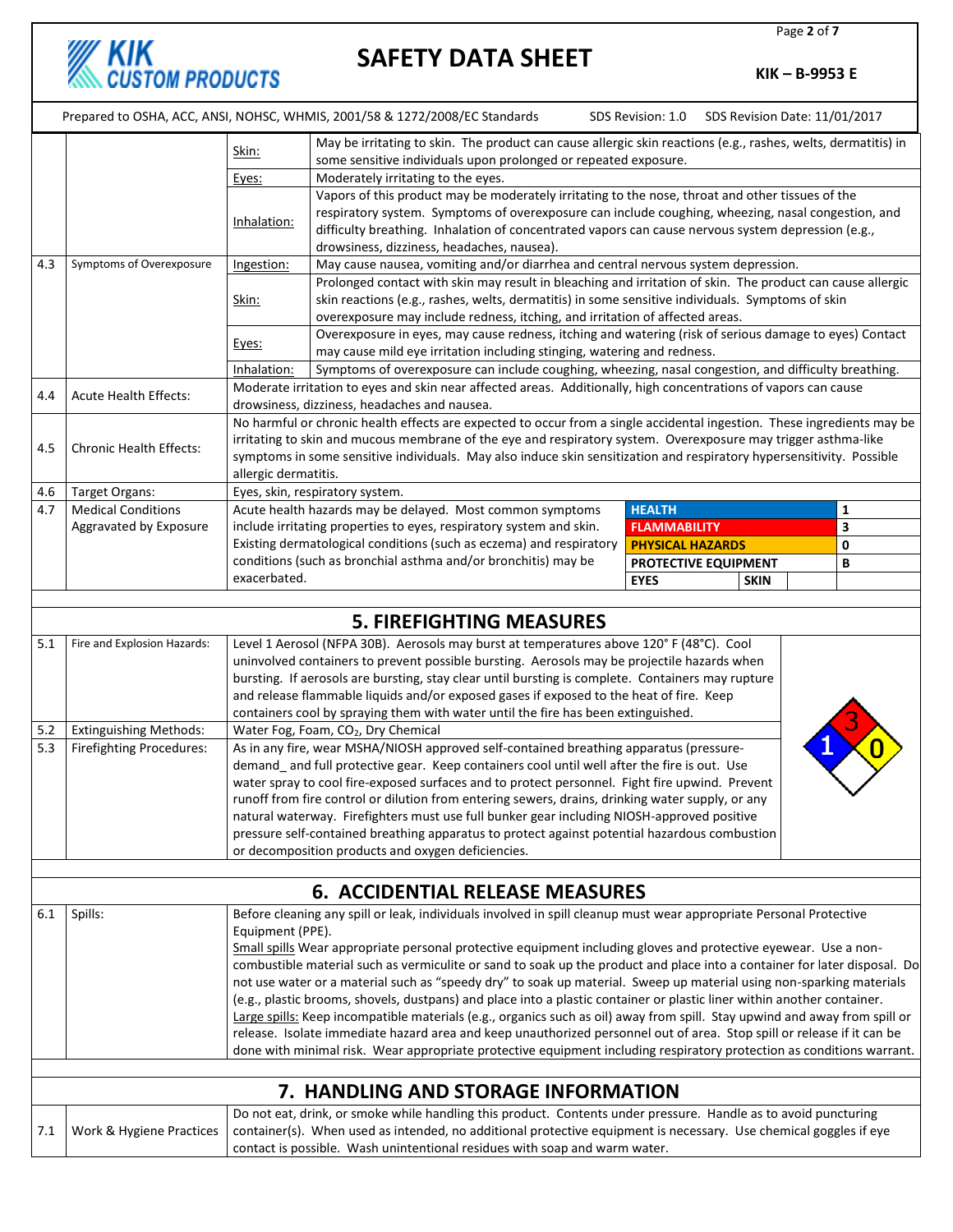Prepared to OSHA, ACC, ANSI, NOHSC, WHMIS, 2001/58 & 1272/2008/EC Standards SDS Revision: 1.0 SDS Revision Date: 11/01/2017

| | | | |
|---|---|---|---|
| | | Skin: | May be irritating to skin. The product can cause allergic skin reactions (e.g., rashes, welts, dermatitis) in some sensitive individuals upon prolonged or repeated exposure. |
| | | Eyes: | Moderately irritating to the eyes. |
| | | Inhalation: | Vapors of this product may be moderately irritating to the nose, throat and other tissues of the respiratory system. Symptoms of overexposure can include coughing, wheezing, nasal congestion, and difficulty breathing. Inhalation of concentrated vapors can cause nervous system depression (e.g., drowsiness, dizziness, headaches, nausea). |
| 4.3 | Symptoms of Overexposure | Ingestion: | May cause nausea, vomiting and/or diarrhea and central nervous system depression. |
| | | Skin: | Prolonged contact with skin may result in bleaching and irritation of skin. The product can cause allergic skin reactions (e.g., rashes, welts, dermatitis) in some sensitive individuals. Symptoms of skin overexposure may include redness, itching, and irritation of affected areas. |
| | | Eyes: | Overexposure in eyes, may cause redness, itching and watering (risk of serious damage to eyes) Contact may cause mild eye irritation including stinging, watering and redness. |
| | | Inhalation: | Symptoms of overexposure can include coughing, wheezing, nasal congestion, and difficulty breathing. |
| 4.4 | Acute Health Effects: | | Moderate irritation to eyes and skin near affected areas. Additionally, high concentrations of vapors can cause drowsiness, dizziness, headaches and nausea. |
| 4.5 | Chronic Health Effects: | | No harmful or chronic health effects are expected to occur from a single accidental ingestion. These ingredients may be irritating to skin and mucous membrane of the eye and respiratory system. Overexposure may trigger asthma-like symptoms in some sensitive individuals. May also induce skin sensitization and respiratory hypersensitivity. Possible allergic dermatitis. |
| 4.6 | Target Organs: | | Eyes, skin, respiratory system. |
| 4.7 | Medical Conditions Aggravated by Exposure | | Acute health hazards may be delayed. Most common symptoms include irritating properties to eyes, respiratory system and skin. Existing dermatological conditions (such as eczema) and respiratory conditions (such as bronchial asthma and/or bronchitis) may be exacerbated. |

| | |
|---|---|
| HEALTH | 1 |
| FLAMMABILITY | 3 |
| PHYSICAL HAZARDS | 0 |
| PROTECTIVE EQUIPMENT | B |
| EYES | SKIN |

## 5. FIREFIGHTING MEASURES

| | | |
|---|---|---|
| 5.1 | Fire and Explosion Hazards: | Level 1 Aerosol (NFPA 30B). Aerosols may burst at temperatures above 120° F (48°C). Cool uninvolved containers to prevent possible bursting. Aerosols may be projectile hazards when bursting. If aerosols are bursting, stay clear until bursting is complete. Containers may rupture and release flammable liquids and/or exposed gases if exposed to the heat of fire. Keep containers cool by spraying them with water until the fire has been extinguished. |
| 5.2 | Extinguishing Methods: | Water Fog, Foam, $CO_2$, Dry Chemical |
| 5.3 | Firefighting Procedures: | As in any fire, wear MSHA/NIOSH approved self-contained breathing apparatus (pressure-demand_ and full protective gear. Keep containers cool until well after the fire is out. Use water spray to cool fire-exposed surfaces and to protect personnel. Fight fire upwind. Prevent runoff from fire control or dilution from entering sewers, drains, drinking water supply, or any natural waterway. Firefighters must use full bunker gear including NIOSH-approved positive pressure self-contained breathing apparatus to protect against potential hazardous combustion or decomposition products and oxygen deficiencies. |

3
1 0

## 6. ACCIDENTIAL RELEASE MEASURES

| | | |
|---|---|---|
| 6.1 | Spills: | Before cleaning any spill or leak, individuals involved in spill cleanup must wear appropriate Personal Protective Equipment (PPE).<br>Small spills Wear appropriate personal protective equipment including gloves and protective eyewear. Use a non-combustible material such as vermiculite or sand to soak up the product and place into a container for later disposal. Do not use water or a material such as "speedy dry" to soak up material. Sweep up material using non-sparking materials (e.g., plastic brooms, shovels, dustpans) and place into a plastic container or plastic liner within another container.<br>Large spills: Keep incompatible materials (e.g., organics such as oil) away from spill. Stay upwind and away from spill or release. Isolate immediate hazard area and keep unauthorized personnel out of area. Stop spill or release if it can be done with minimal risk. Wear appropriate protective equipment including respiratory protection as conditions warrant. |

## 7. HANDLING AND STORAGE INFORMATION

| | | |
|---|---|---|
| 7.1 | Work & Hygiene Practices | Do not eat, drink, or smoke while handling this product. Contents under pressure. Handle as to avoid puncturing container(s). When used as intended, no additional protective equipment is necessary. Use chemical goggles if eye contact is possible. Wash unintentional residues with soap and warm water. |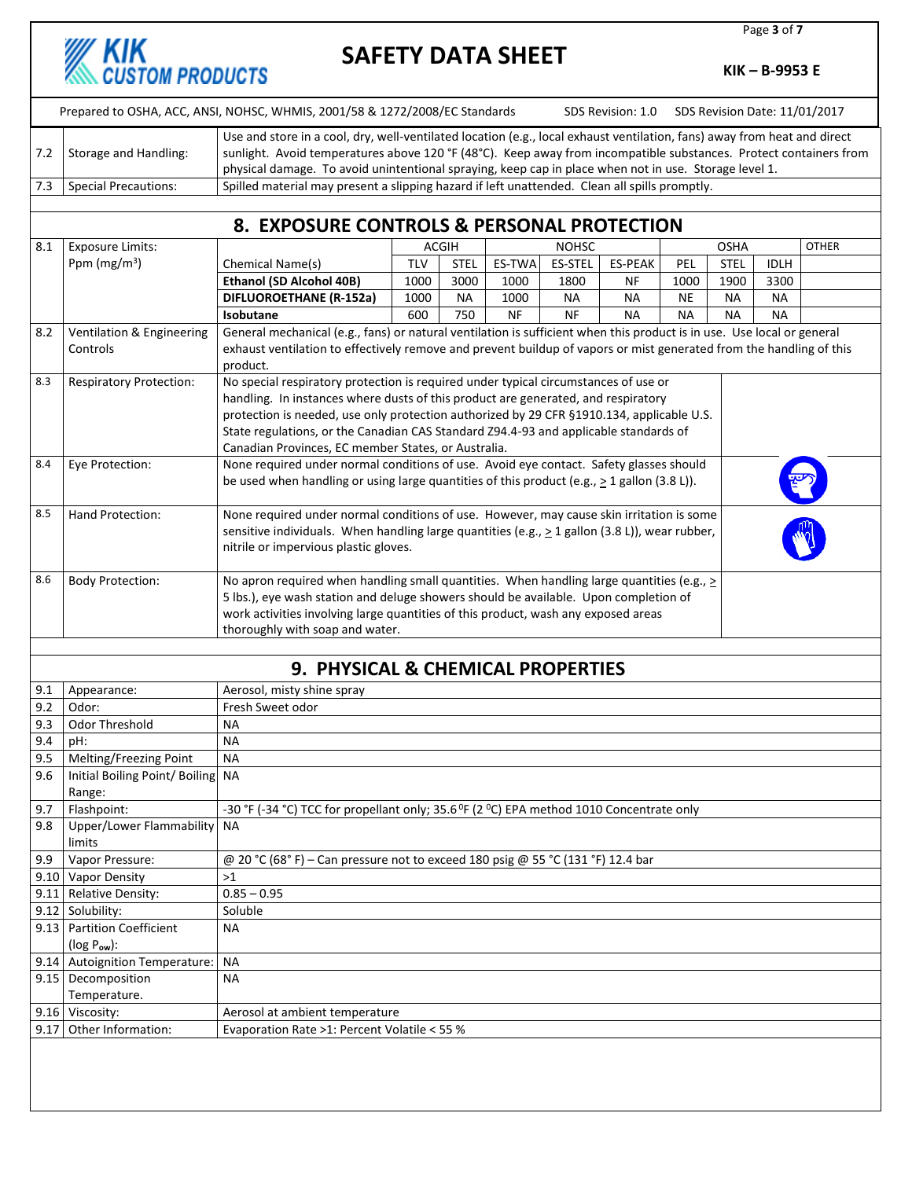Prepared to OSHA, ACC, ANSI, NOHSC, WHMIS, 2001/58 & 1272/2008/EC Standards SDS Revision: 1.0 SDS Revision Date: 11/01/2017

| | | |
|---|---|---|
| 7.2 | Storage and Handling: | Use and store in a cool, dry, well-ventilated location (e.g., local exhaust ventilation, fans) away from heat and direct sunlight. Avoid temperatures above 120 °F (48°C). Keep away from incompatible substances. Protect containers from physical damage. To avoid unintentional spraying, keep cap in place when not in use. Storage level 1. |
| 7.3 | Special Precautions: | Spilled material may present a slipping hazard if left unattended. Clean all spills promptly. |

## 8. EXPOSURE CONTROLS & PERSONAL PROTECTION

**8.1 Exposure Limits: Ppm ($mg/m^3$)**

| Chemical Name(s) | ACGIH | | NOHSC | | | OSHA | | | OTHER |
|---|---|---|---|---|---|---|---|---|---|
| | TLV | STEL | ES-TWA | ES-STEL | ES-PEAK | PEL | STEL | IDLH | |
| **Ethanol (SD Alcohol 40B)** | 1000 | 3000 | 1000 | 1800 | NF | 1000 | 1900 | 3300 | |
| **DIFLUOROETHANE (R-152a)** | 1000 | NA | 1000 | NA | NA | NE | NA | NA | |
| **Isobutane** | 600 | 750 | NF | NF | NA | NA | NA | NA | |

| | | |
|---|---|---|
| 8.2 | Ventilation & Engineering Controls | General mechanical (e.g., fans) or natural ventilation is sufficient when this product is in use. Use local or general exhaust ventilation to effectively remove and prevent buildup of vapors or mist generated from the handling of this product. |
| 8.3 | Respiratory Protection: | No special respiratory protection is required under typical circumstances of use or handling. In instances where dusts of this product are generated, and respiratory protection is needed, use only protection authorized by 29 CFR §1910.134, applicable U.S. State regulations, or the Canadian CAS Standard Z94.4-93 and applicable standards of Canadian Provinces, EC member States, or Australia. |
| 8.4 | Eye Protection: | None required under normal conditions of use. Avoid eye contact. Safety glasses should be used when handling or using large quantities of this product (e.g., ≥ 1 gallon (3.8 L)). |
| 8.5 | Hand Protection: | None required under normal conditions of use. However, may cause skin irritation is some sensitive individuals. When handling large quantities (e.g., ≥ 1 gallon (3.8 L)), wear rubber, nitrile or impervious plastic gloves. |
| 8.6 | Body Protection: | No apron required when handling small quantities. When handling large quantities (e.g., ≥ 5 lbs.), eye wash station and deluge showers should be available. Upon completion of work activities involving large quantities of this product, wash any exposed areas thoroughly with soap and water. |

## 9. PHYSICAL & CHEMICAL PROPERTIES

| | | |
|---|---|---|
| 9.1 | Appearance: | Aerosol, misty shine spray |
| 9.2 | Odor: | Fresh Sweet odor |
| 9.3 | Odor Threshold | NA |
| 9.4 | pH: | NA |
| 9.5 | Melting/Freezing Point | NA |
| 9.6 | Initial Boiling Point/ Boiling Range: | NA |
| 9.7 | Flashpoint: | -30 °F (-34 °C) TCC for propellant only; 35.6 °F (2 °C) EPA method 1010 Concentrate only |
| 9.8 | Upper/Lower Flammability limits | NA |
| 9.9 | Vapor Pressure: | @ 20 °C (68° F) – Can pressure not to exceed 180 psig @ 55 °C (131 °F) 12.4 bar |
| 9.10 | Vapor Density | >1 |
| 9.11 | Relative Density: | 0.85 – 0.95 |
| 9.12 | Solubility: | Soluble |
| 9.13 | Partition Coefficient (log $P_{ow}$): | NA |
| 9.14 | Autoignition Temperature: | NA |
| 9.15 | Decomposition Temperature. | NA |
| 9.16 | Viscosity: | Aerosol at ambient temperature |
| 9.17 | Other Information: | Evaporation Rate >1: Percent Volatile < 55 % |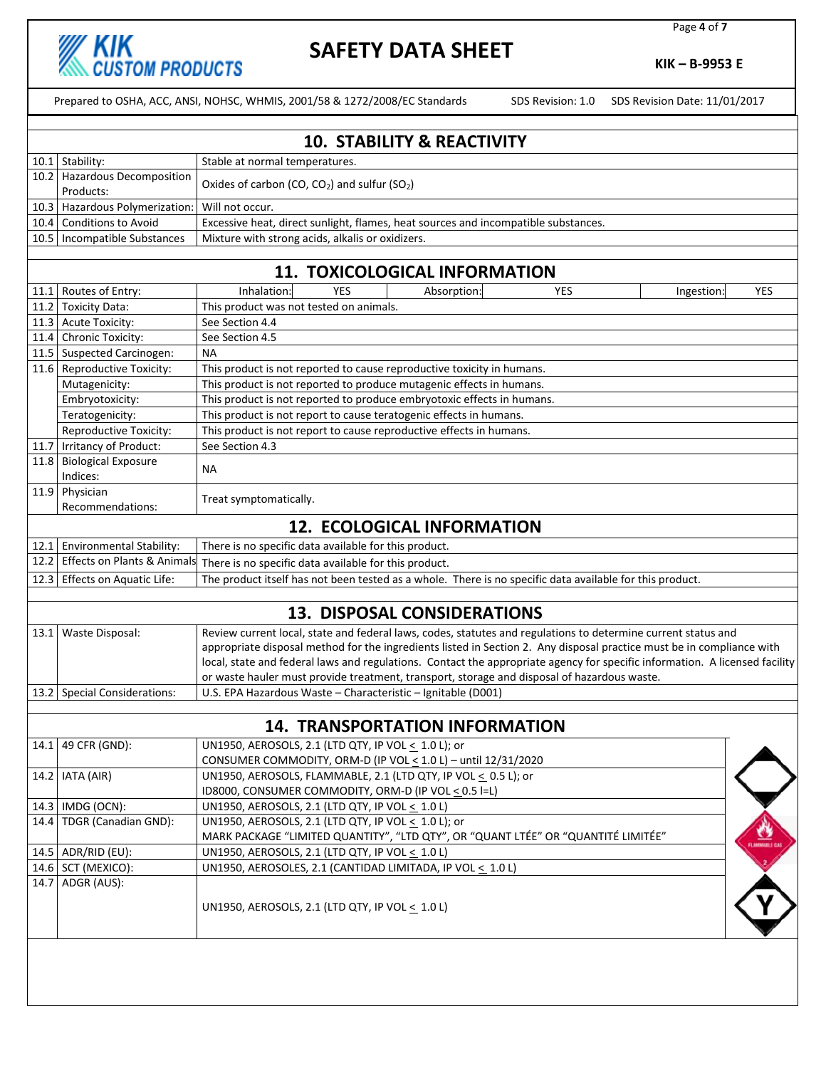## 10. STABILITY & REACTIVITY

| | | |
|---|---|---|
| 10.1 | Stability: | Stable at normal temperatures. |
| 10.2 | Hazardous Decomposition Products: | Oxides of carbon ($CO$, $CO_2$) and sulfur ($SO_2$) |
| 10.3 | Hazardous Polymerization: | Will not occur. |
| 10.4 | Conditions to Avoid | Excessive heat, direct sunlight, flames, heat sources and incompatible substances. |
| 10.5 | Incompatible Substances | Mixture with strong acids, alkalis or oxidizers. |

## 11. TOXICOLOGICAL INFORMATION

| | | | | | | | |
|---|---|---|---|---|---|---|---|
| 11.1 | Routes of Entry: | Inhalation: | YES | Absorption: | YES | Ingestion: | YES |

| | | |
|---|---|---|
| 11.2 | Toxicity Data: | This product was not tested on animals. |
| 11.3 | Acute Toxicity: | See Section 4.4 |
| 11.4 | Chronic Toxicity: | See Section 4.5 |
| 11.5 | Suspected Carcinogen: | NA |
| 11.6 | Reproductive Toxicity: | This product is not reported to cause reproductive toxicity in humans. |
| | Mutagenicity: | This product is not reported to produce mutagenic effects in humans. |
| | Embryotoxicity: | This product is not reported to produce embryotoxic effects in humans. |
| | Teratogenicity: | This product is not report to cause teratogenic effects in humans. |
| | Reproductive Toxicity: | This product is not report to cause reproductive effects in humans. |
| 11.7 | Irritancy of Product: | See Section 4.3 |
| 11.8 | Biological Exposure Indices: | NA |
| 11.9 | Physician Recommendations: | Treat symptomatically. |

## 12. ECOLOGICAL INFORMATION

| | | |
|---|---|---|
| 12.1 | Environmental Stability: | There is no specific data available for this product. |
| 12.2 | Effects on Plants & Animals | There is no specific data available for this product. |
| 12.3 | Effects on Aquatic Life: | The product itself has not been tested as a whole. There is no specific data available for this product. |

## 13. DISPOSAL CONSIDERATIONS

| | | |
|---|---|---|
| 13.1 | Waste Disposal: | Review current local, state and federal laws, codes, statutes and regulations to determine current status and appropriate disposal method for the ingredients listed in Section 2. Any disposal practice must be in compliance with local, state and federal laws and regulations. Contact the appropriate agency for specific information. A licensed facility or waste hauler must provide treatment, transport, storage and disposal of hazardous waste. |
| 13.2 | Special Considerations: | U.S. EPA Hazardous Waste – Characteristic – Ignitable (D001) |

## 14. TRANSPORTATION INFORMATION

| | | |
|---|---|---|
| 14.1 | 49 CFR (GND): | UN1950, AEROSOLS, 2.1 (LTD QTY, IP VOL ≤ 1.0 L); or CONSUMER COMMODITY, ORM-D (IP VOL ≤ 1.0 L) – until 12/31/2020 |
| 14.2 | IATA (AIR) | UN1950, AEROSOLS, FLAMMABLE, 2.1 (LTD QTY, IP VOL ≤ 0.5 L); or ID8000, CONSUMER COMMODITY, ORM-D (IP VOL ≤ 0.5 l=L) |
| 14.3 | IMDG (OCN): | UN1950, AEROSOLS, 2.1 (LTD QTY, IP VOL ≤ 1.0 L) |
| 14.4 | TDGR (Canadian GND): | UN1950, AEROSOLS, 2.1 (LTD QTY, IP VOL ≤ 1.0 L); or MARK PACKAGE "LIMITED QUANTITY", "LTD QTY", OR "QUANT LTÉE" OR "QUANTITÉ LIMITÉE" |
| 14.5 | ADR/RID (EU): | UN1950, AEROSOLS, 2.1 (LTD QTY, IP VOL ≤ 1.0 L) |
| 14.6 | SCT (MEXICO): | UN1950, AEROSOLES, 2.1 (CANTIDAD LIMITADA, IP VOL ≤ 1.0 L) |
| 14.7 | ADGR (AUS): | UN1950, AEROSOLS, 2.1 (LTD QTY, IP VOL ≤ 1.0 L) |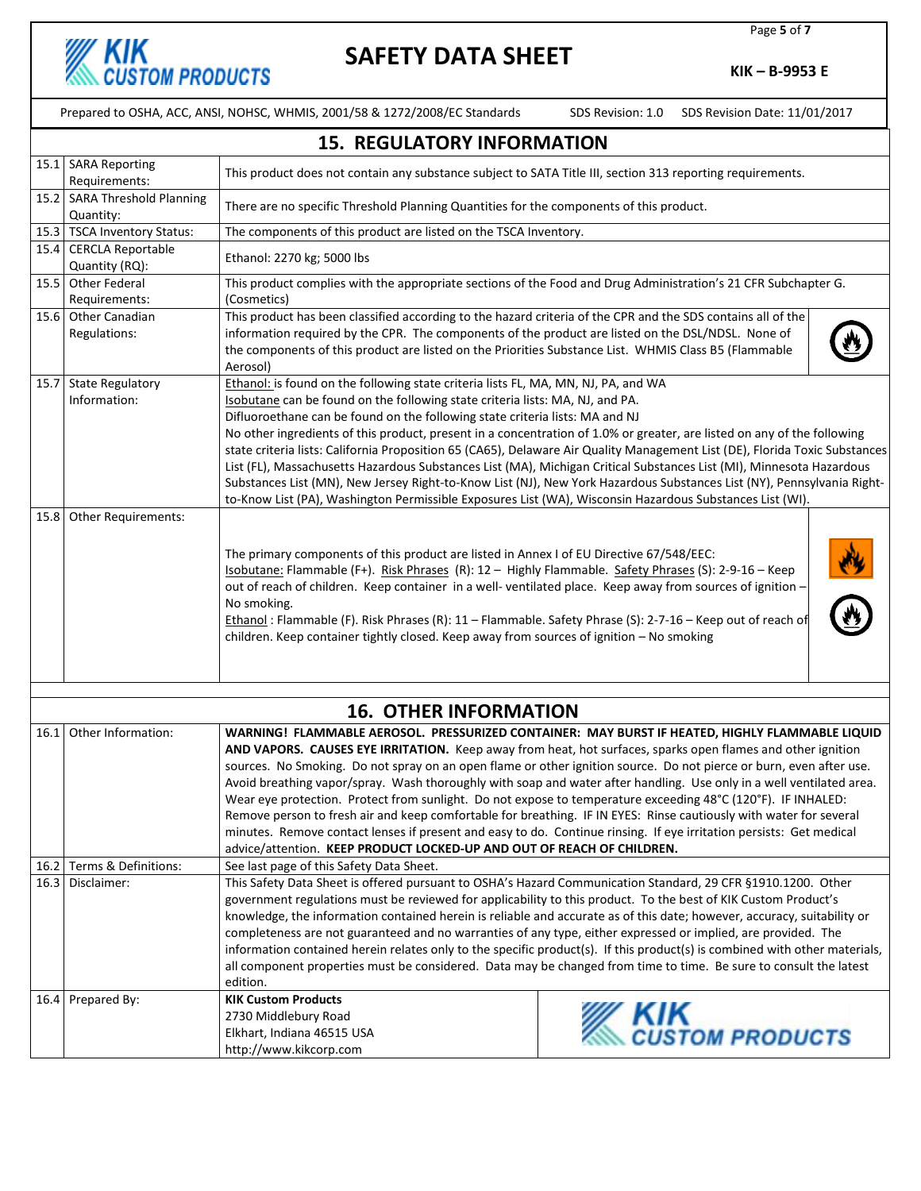## 15. REGULATORY INFORMATION

| | | |
|---|---|---|
| 15.1 | SARA Reporting Requirements: | This product does not contain any substance subject to SATA Title III, section 313 reporting requirements. |
| 15.2 | SARA Threshold Planning Quantity: | There are no specific Threshold Planning Quantities for the components of this product. |
| 15.3 | TSCA Inventory Status: | The components of this product are listed on the TSCA Inventory. |
| 15.4 | CERCLA Reportable Quantity (RQ): | Ethanol: 2270 kg; 5000 lbs |
| 15.5 | Other Federal Requirements: | This product complies with the appropriate sections of the Food and Drug Administration's 21 CFR Subchapter G. (Cosmetics) |
| 15.6 | Other Canadian Regulations: | This product has been classified according to the hazard criteria of the CPR and the SDS contains all of the information required by the CPR. The components of the product are listed on the DSL/NDSL. None of the components of this product are listed on the Priorities Substance List. WHMIS Class B5 (Flammable Aerosol) |
| 15.7 | State Regulatory Information: | Ethanol: is found on the following state criteria lists FL, MA, MN, NJ, PA, and WA<br>Isobutane can be found on the following state criteria lists: MA, NJ, and PA.<br>Difluoroethane can be found on the following state criteria lists: MA and NJ<br>No other ingredients of this product, present in a concentration of 1.0% or greater, are listed on any of the following state criteria lists: California Proposition 65 (CA65), Delaware Air Quality Management List (DE), Florida Toxic Substances List (FL), Massachusetts Hazardous Substances List (MA), Michigan Critical Substances List (MI), Minnesota Hazardous Substances List (MN), New Jersey Right-to-Know List (NJ), New York Hazardous Substances List (NY), Pennsylvania Right-to-Know List (PA), Washington Permissible Exposures List (WA), Wisconsin Hazardous Substances List (WI). |
| 15.8 | Other Requirements: | The primary components of this product are listed in Annex I of EU Directive 67/548/EEC:<br>Isobutane: Flammable (F+). Risk Phrases (R): 12 – Highly Flammable. Safety Phrases (S): 2-9-16 – Keep out of reach of children. Keep container in a well- ventilated place. Keep away from sources of ignition – No smoking.<br>Ethanol : Flammable (F). Risk Phrases (R): 11 – Flammable. Safety Phrase (S): 2-7-16 – Keep out of reach of children. Keep container tightly closed. Keep away from sources of ignition – No smoking |

## 16. OTHER INFORMATION

| | | |
|---|---|---|
| 16.1 | Other Information: | **WARNING! FLAMMABLE AEROSOL. PRESSURIZED CONTAINER: MAY BURST IF HEATED, HIGHLY FLAMMABLE LIQUID AND VAPORS. CAUSES EYE IRRITATION.** Keep away from heat, hot surfaces, sparks open flames and other ignition sources. No Smoking. Do not spray on an open flame or other ignition source. Do not pierce or burn, even after use. Avoid breathing vapor/spray. Wash thoroughly with soap and water after handling. Use only in a well ventilated area. Wear eye protection. Protect from sunlight. Do not expose to temperature exceeding 48°C (120°F). IF INHALED: Remove person to fresh air and keep comfortable for breathing. IF IN EYES: Rinse cautiously with water for several minutes. Remove contact lenses if present and easy to do. Continue rinsing. If eye irritation persists: Get medical advice/attention. **KEEP PRODUCT LOCKED-UP AND OUT OF REACH OF CHILDREN.** |
| 16.2 | Terms & Definitions: | See last page of this Safety Data Sheet. |
| 16.3 | Disclaimer: | This Safety Data Sheet is offered pursuant to OSHA's Hazard Communication Standard, 29 CFR §1910.1200. Other government regulations must be reviewed for applicability to this product. To the best of KIK Custom Product's knowledge, the information contained herein is reliable and accurate as of this date; however, accuracy, suitability or completeness are not guaranteed and no warranties of any type, either expressed or implied, are provided. The information contained herein relates only to the specific product(s). If this product(s) is combined with other materials, all component properties must be considered. Data may be changed from time to time. Be sure to consult the latest edition. |
| 16.4 | Prepared By: | **KIK Custom Products**<br>2730 Middlebury Road<br>Elkhart, Indiana 46515 USA<br>http://www.kikcorp.com |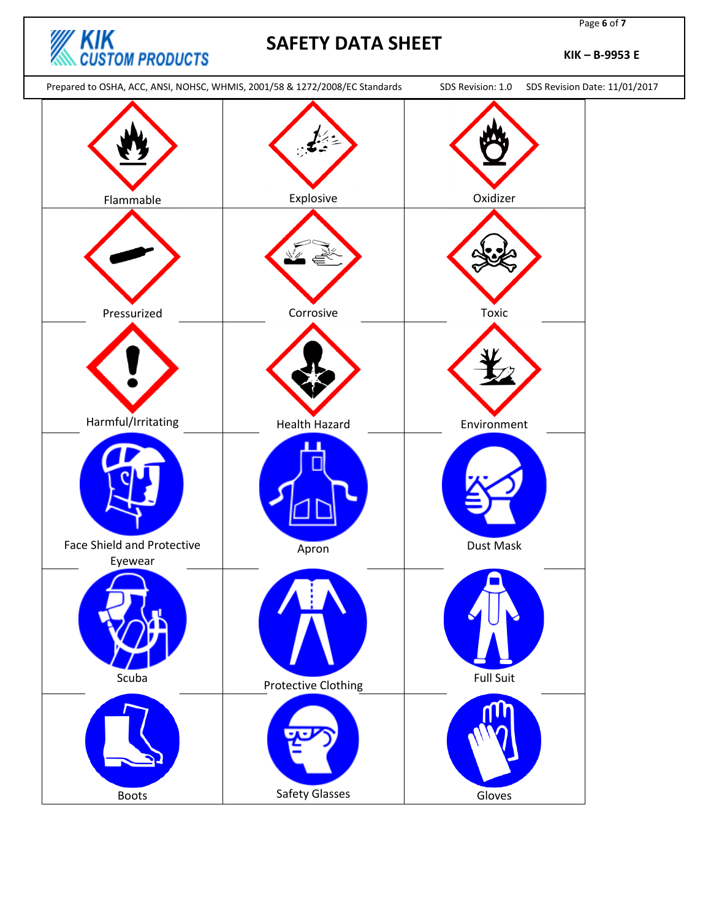| | | |
|---|---|---|
| Flammable | Explosive | Oxidizer |
| Pressurized | Corrosive | Toxic |
| Harmful/Irritating | Health Hazard | Environment |
| Face Shield and Protective Eyewear | Apron | Dust Mask |
| Scuba | Protective Clothing | Full Suit |
| Boots | Safety Glasses | Gloves |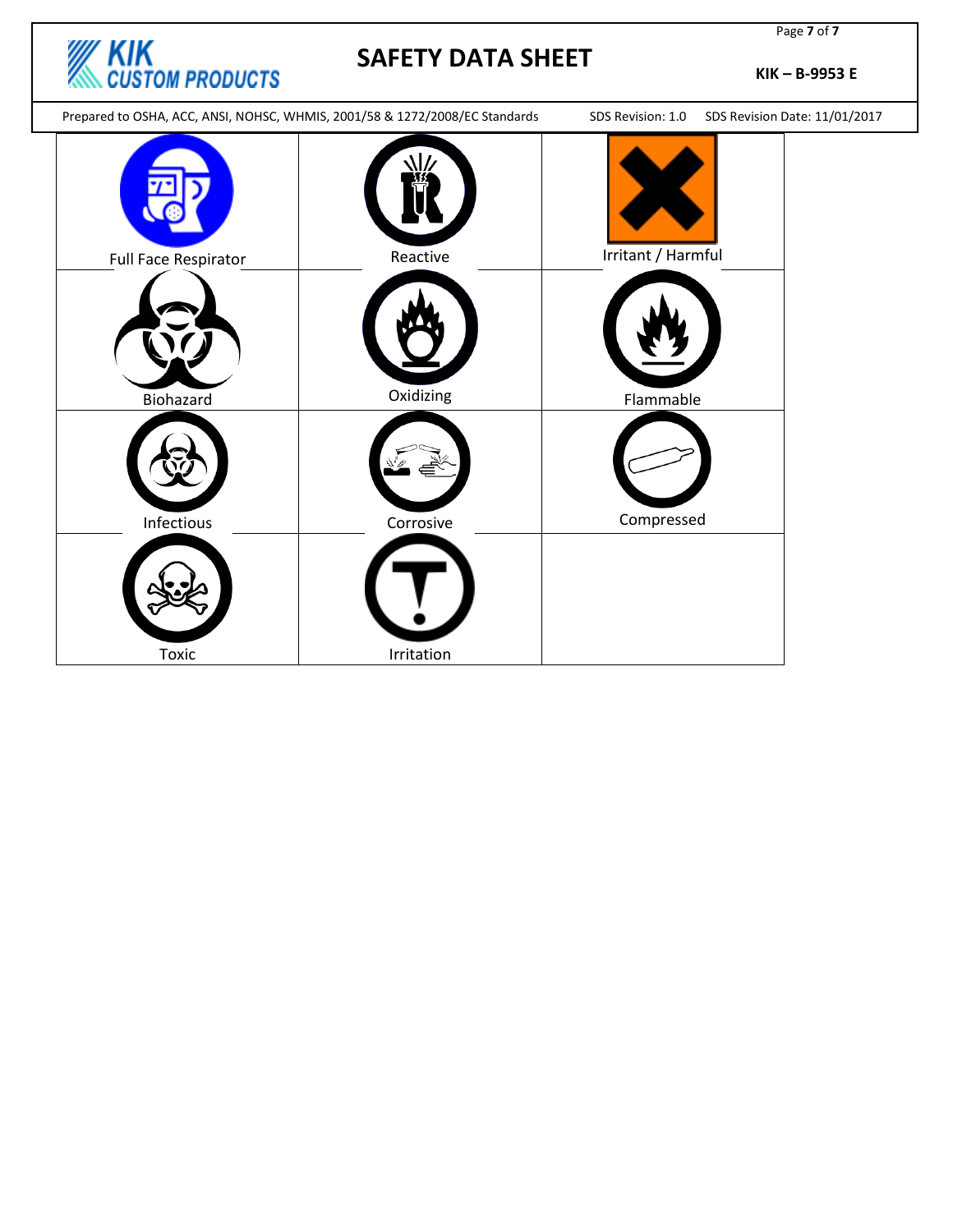| | | |
|---|---|---|
| Full Face Respirator | Reactive | Irritant / Harmful |
| Biohazard | Oxidizing | Flammable |
| Infectious | Corrosive | Compressed |
| Toxic | Irritation | |